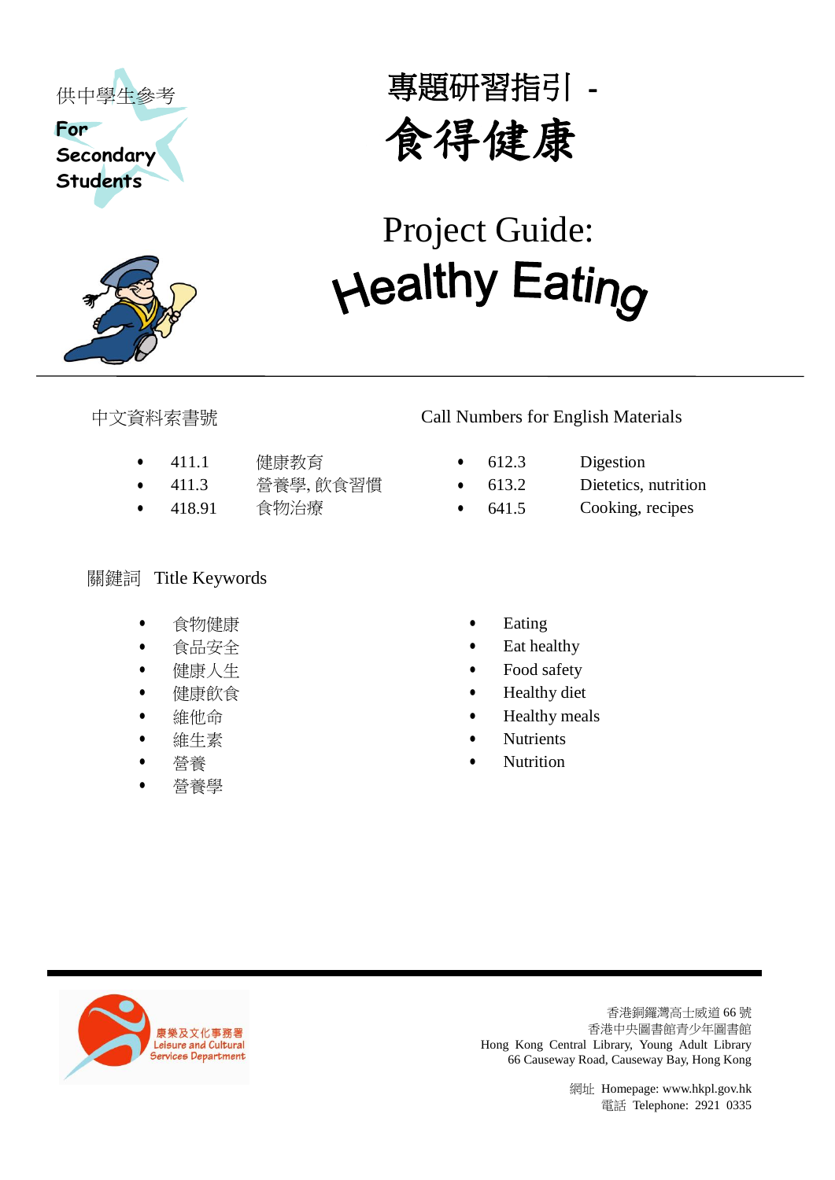供中學生參考

For Secondary Students

# 專題研習指引 - 食得健康

# Project Guide: Healthy Eating

---

中文資料索書號

- 411.1 健康教育
- 411.3 營養學, 飲食習慣
- 418.91 食物治療

Call Numbers for English Materials

- 612.3 Digestion
- 613.2 Dietetics, nutrition
- 641.5 Cooking, recipes

關鍵詞 Title Keywords

- 食物健康
- 食品安全
- 健康人生
- 健康飲食
- 維他命
- 維生素
- 營養
- 營養學

- Eating
- Eat healthy
- Food safety
- Healthy diet
- Healthy meals
- Nutrients
- Nutrition

---

康樂及文化事務署
Leisure and Cultural Services Department

香港銅鑼灣高士威道 66 號
香港中央圖書館青少年圖書館
Hong Kong Central Library, Young Adult Library
66 Causeway Road, Causeway Bay, Hong Kong

網址 Homepage: www.hkpl.gov.hk
電話 Telephone: 2921 0335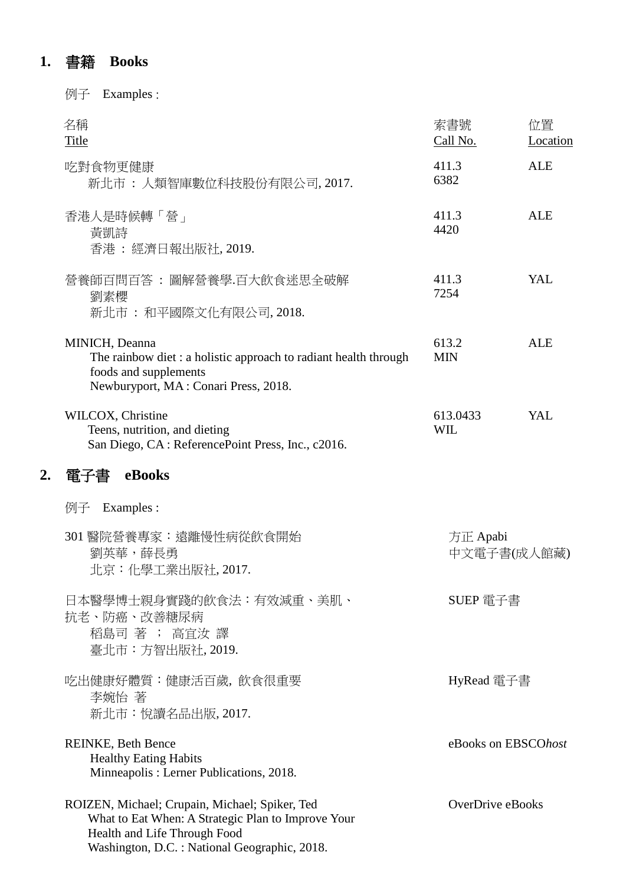## 1. 書籍 Books

例子 Examples :

| 名稱<br>Title | 索書號<br>Call No. | 位置<br>Location |
|---|---|---|
| 吃對食物更健康<br>新北市 : 人類智庫數位科技股份有限公司, 2017. | 411.3<br>6382 | ALE |
| 香港人是時候轉「營」<br>黃凱詩<br>香港 : 經濟日報出版社, 2019. | 411.3<br>4420 | ALE |
| 營養師百問百答 : 圖解營養學.百大飲食迷思全破解<br>劉素櫻<br>新北市 : 和平國際文化有限公司, 2018. | 411.3<br>7254 | YAL |
| MINICH, Deanna<br>The rainbow diet : a holistic approach to radiant health through foods and supplements<br>Newburyport, MA : Conari Press, 2018. | 613.2<br>MIN | ALE |
| WILCOX, Christine<br>Teens, nutrition, and dieting<br>San Diego, CA : ReferencePoint Press, Inc., c2016. | 613.0433<br>WIL | YAL |

## 2. 電子書 eBooks

例子 Examples :

| | |
|---|---|
| 301 醫院營養專家：遠離慢性病從飲食開始<br>劉英華，薛長勇<br>北京：化學工業出版社, 2017. | 方正 Apabi<br>中文電子書(成人館藏) |
| 日本醫學博士親身實踐的飲食法：有效減重、美肌、抗老、防癌、改善糖尿病<br>稻島司 著 ； 高宜汝 譯<br>臺北市：方智出版社, 2019. | SUEP 電子書 |
| 吃出健康好體質：健康活百歲, 飲食很重要<br>李婉怡 著<br>新北市：悅讀名品出版, 2017. | HyRead 電子書 |
| REINKE, Beth Bence<br>Healthy Eating Habits<br>Minneapolis : Lerner Publications, 2018. | eBooks on EBSCO*host* |
| ROIZEN, Michael; Crupain, Michael; Spiker, Ted<br>What to Eat When: A Strategic Plan to Improve Your Health and Life Through Food<br>Washington, D.C. : National Geographic, 2018. | OverDrive eBooks |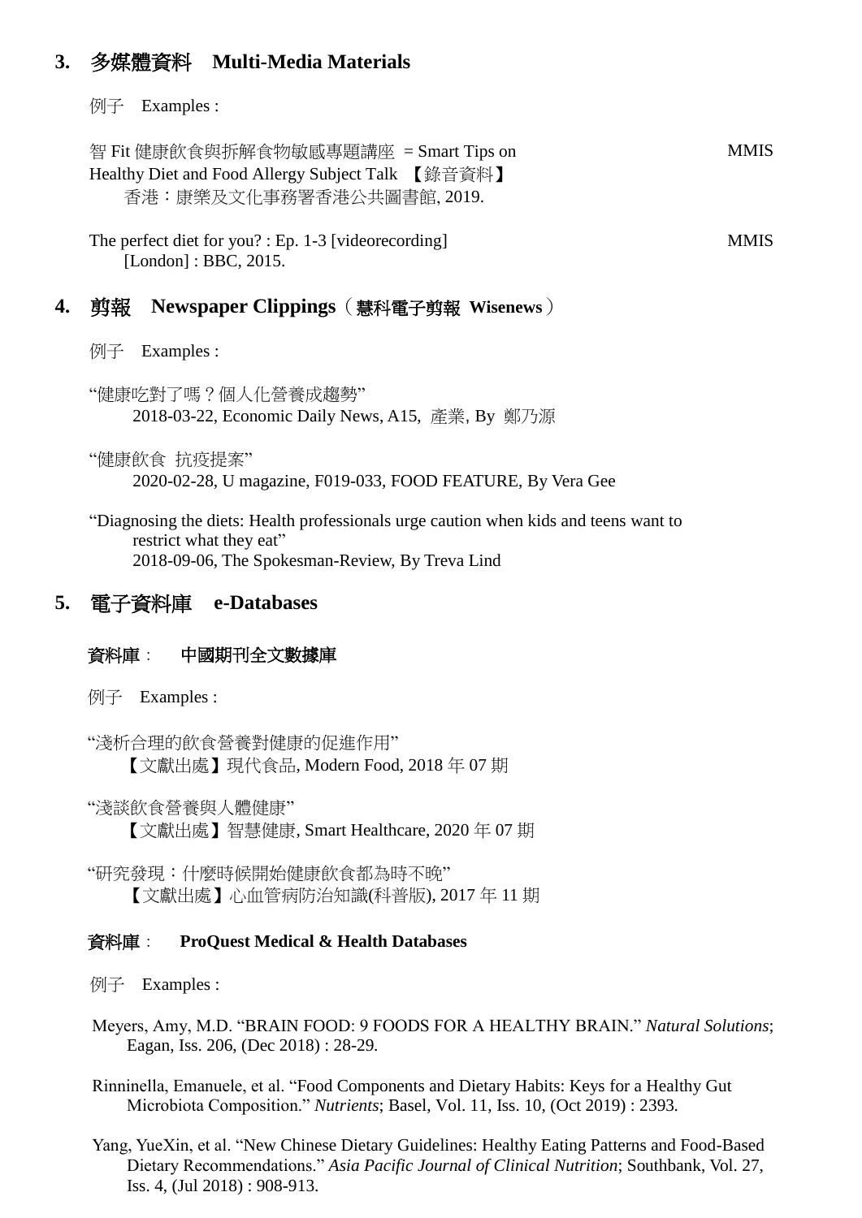## 3. 多媒體資料　Multi-Media Materials

例子　Examples :

智 Fit 健康飲食與拆解食物敏感專題講座 = Smart Tips on Healthy Diet and Food Allergy Subject Talk 【錄音資料】　MMIS
香港：康樂及文化事務署香港公共圖書館, 2019.

The perfect diet for you? : Ep. 1-3 [videorecording]　MMIS
[London] : BBC, 2015.

## 4. 剪報　Newspaper Clippings（慧科電子剪報 Wisenews）

例子　Examples :

"健康吃對了嗎？個人化營養成趨勢"
2018-03-22, Economic Daily News, A15, 產業, By 鄭乃源

"健康飲食 抗疫提案"
2020-02-28, U magazine, F019-033, FOOD FEATURE, By Vera Gee

"Diagnosing the diets: Health professionals urge caution when kids and teens want to restrict what they eat"
2018-09-06, The Spokesman-Review, By Treva Lind

## 5. 電子資料庫　e-Databases

### 資料庫：　中國期刊全文數據庫

例子　Examples :

"淺析合理的飲食營養對健康的促進作用"
【文獻出處】現代食品, Modern Food, 2018 年 07 期

"淺談飲食營養與人體健康"
【文獻出處】智慧健康, Smart Healthcare, 2020 年 07 期

"研究發現：什麼時候開始健康飲食都為時不晚"
【文獻出處】心血管病防治知識(科普版), 2017 年 11 期

### 資料庫：　ProQuest Medical & Health Databases

例子　Examples :

Meyers, Amy, M.D. "BRAIN FOOD: 9 FOODS FOR A HEALTHY BRAIN." *Natural Solutions*; Eagan, Iss. 206, (Dec 2018) : 28-29.

Rinninella, Emanuele, et al. "Food Components and Dietary Habits: Keys for a Healthy Gut Microbiota Composition." *Nutrients*; Basel, Vol. 11, Iss. 10, (Oct 2019) : 2393.

Yang, YueXin, et al. "New Chinese Dietary Guidelines: Healthy Eating Patterns and Food-Based Dietary Recommendations." *Asia Pacific Journal of Clinical Nutrition*; Southbank, Vol. 27, Iss. 4, (Jul 2018) : 908-913.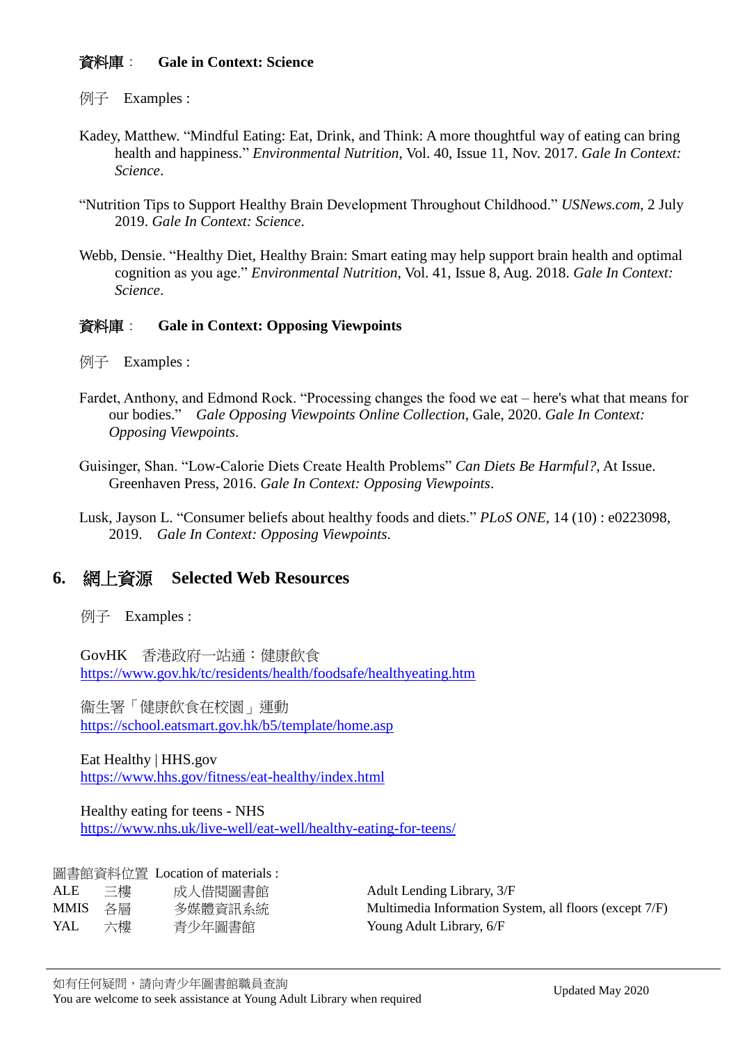**資料庫： Gale in Context: Science**

例子 Examples :

Kadey, Matthew. “Mindful Eating: Eat, Drink, and Think: A more thoughtful way of eating can bring health and happiness.” *Environmental Nutrition*, Vol. 40, Issue 11, Nov. 2017. *Gale In Context: Science*.

“Nutrition Tips to Support Healthy Brain Development Throughout Childhood.” *USNews.com*, 2 July 2019. *Gale In Context: Science*.

Webb, Densie. “Healthy Diet, Healthy Brain: Smart eating may help support brain health and optimal cognition as you age.” *Environmental Nutrition*, Vol. 41, Issue 8, Aug. 2018. *Gale In Context: Science*.

**資料庫： Gale in Context: Opposing Viewpoints**

例子 Examples :

Fardet, Anthony, and Edmond Rock. “Processing changes the food we eat – here's what that means for our bodies.” *Gale Opposing Viewpoints Online Collection*, Gale, 2020. *Gale In Context: Opposing Viewpoints*.

Guisinger, Shan. “Low-Calorie Diets Create Health Problems” *Can Diets Be Harmful?*, At Issue. Greenhaven Press, 2016. *Gale In Context: Opposing Viewpoints*.

Lusk, Jayson L. “Consumer beliefs about healthy foods and diets.” *PLoS ONE*, 14 (10) : e0223098, 2019. *Gale In Context: Opposing Viewpoints*.

## 6. 網上資源 Selected Web Resources

例子 Examples :

GovHK 香港政府一站通：健康飲食
https://www.gov.hk/tc/residents/health/foodsafe/healthyeating.htm

衞生署「健康飲食在校園」運動
https://school.eatsmart.gov.hk/b5/template/home.asp

Eat Healthy | HHS.gov
https://www.hhs.gov/fitness/eat-healthy/index.html

Healthy eating for teens - NHS
https://www.nhs.uk/live-well/eat-well/healthy-eating-for-teens/

圖書館資料位置 Location of materials :

| | | | |
|---|---|---|---|
| ALE | 三樓 | 成人借閱圖書館 | Adult Lending Library, 3/F |
| MMIS | 各層 | 多媒體資訊系統 | Multimedia Information System, all floors (except 7/F) |
| YAL | 六樓 | 青少年圖書館 | Young Adult Library, 6/F |

如有任何疑問，請向青少年圖書館職員查詢
You are welcome to seek assistance at Young Adult Library when required

Updated May 2020